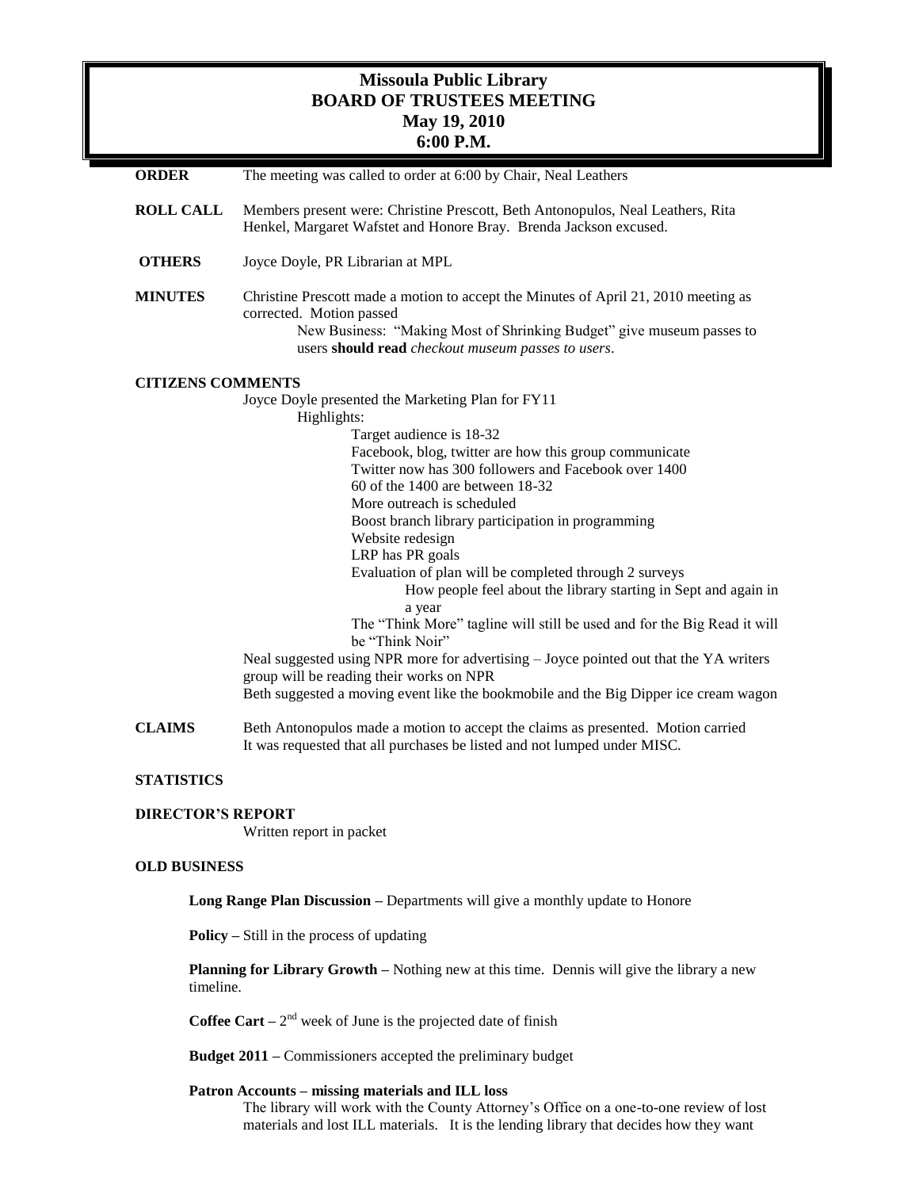# Missoula Public Library
## BOARD OF TRUSTEES MEETING
### May 19, 2010
### 6:00 P.M.

**ORDER** The meeting was called to order at 6:00 by Chair, Neal Leathers

**ROLL CALL** Members present were: Christine Prescott, Beth Antonopulos, Neal Leathers, Rita Henkel, Margaret Wafstet and Honore Bray. Brenda Jackson excused.

**OTHERS** Joyce Doyle, PR Librarian at MPL

**MINUTES** Christine Prescott made a motion to accept the Minutes of April 21, 2010 meeting as corrected. Motion passed

New Business: "Making Most of Shrinking Budget" give museum passes to users **should read** *checkout museum passes to users*.

**CITIZENS COMMENTS**

Joyce Doyle presented the Marketing Plan for FY11

Highlights:

- Target audience is 18-32
- Facebook, blog, twitter are how this group communicate
- Twitter now has 300 followers and Facebook over 1400
- 60 of the 1400 are between 18-32
- More outreach is scheduled
- Boost branch library participation in programming
- Website redesign
- LRP has PR goals
- Evaluation of plan will be completed through 2 surveys
  - How people feel about the library starting in Sept and again in a year
- The "Think More" tagline will still be used and for the Big Read it will be "Think Noir"

Neal suggested using NPR more for advertising – Joyce pointed out that the YA writers group will be reading their works on NPR

Beth suggested a moving event like the bookmobile and the Big Dipper ice cream wagon

**CLAIMS** Beth Antonopulos made a motion to accept the claims as presented. Motion carried It was requested that all purchases be listed and not lumped under MISC.

**STATISTICS**

**DIRECTOR'S REPORT**

Written report in packet

**OLD BUSINESS**

**Long Range Plan Discussion –** Departments will give a monthly update to Honore

**Policy –** Still in the process of updating

**Planning for Library Growth –** Nothing new at this time. Dennis will give the library a new timeline.

**Coffee Cart –** 2nd week of June is the projected date of finish

**Budget 2011 –** Commissioners accepted the preliminary budget

**Patron Accounts – missing materials and ILL loss**

The library will work with the County Attorney's Office on a one-to-one review of lost materials and lost ILL materials. It is the lending library that decides how they want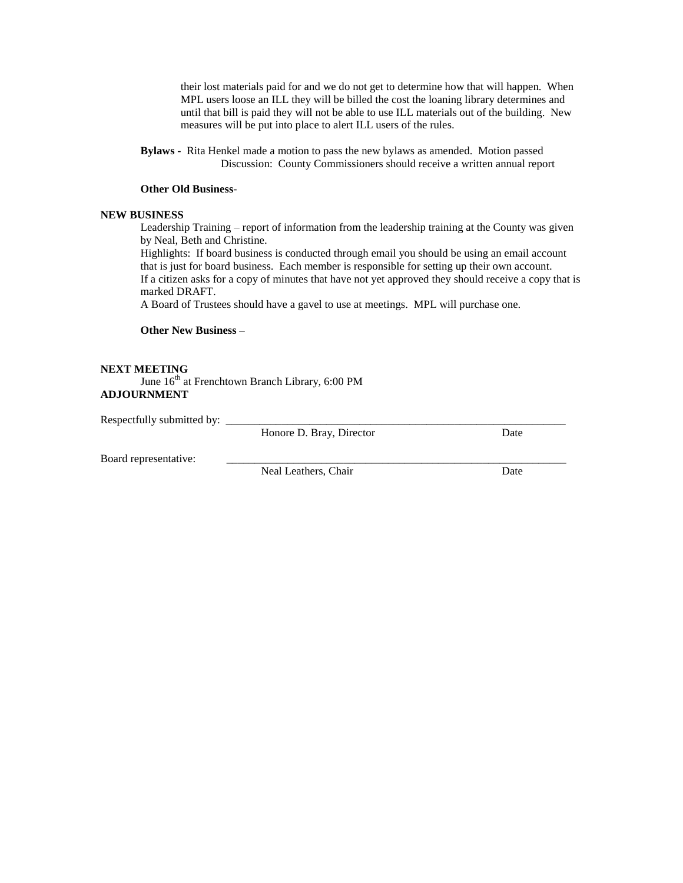their lost materials paid for and we do not get to determine how that will happen. When MPL users loose an ILL they will be billed the cost the loaning library determines and until that bill is paid they will not be able to use ILL materials out of the building. New measures will be put into place to alert ILL users of the rules.

**Bylaws -** Rita Henkel made a motion to pass the new bylaws as amended. Motion passed
Discussion: County Commissioners should receive a written annual report

**Other Old Business**-

**NEW BUSINESS**

Leadership Training – report of information from the leadership training at the County was given by Neal, Beth and Christine.
Highlights: If board business is conducted through email you should be using an email account that is just for board business. Each member is responsible for setting up their own account.
If a citizen asks for a copy of minutes that have not yet approved they should receive a copy that is marked DRAFT.
A Board of Trustees should have a gavel to use at meetings. MPL will purchase one.

**Other New Business –**

**NEXT MEETING**

June 16th at Frenchtown Branch Library, 6:00 PM

**ADJOURNMENT**

Respectfully submitted by: ______________________________________________
Honore D. Bray, Director Date

Board representative: ______________________________________________
Neal Leathers, Chair Date